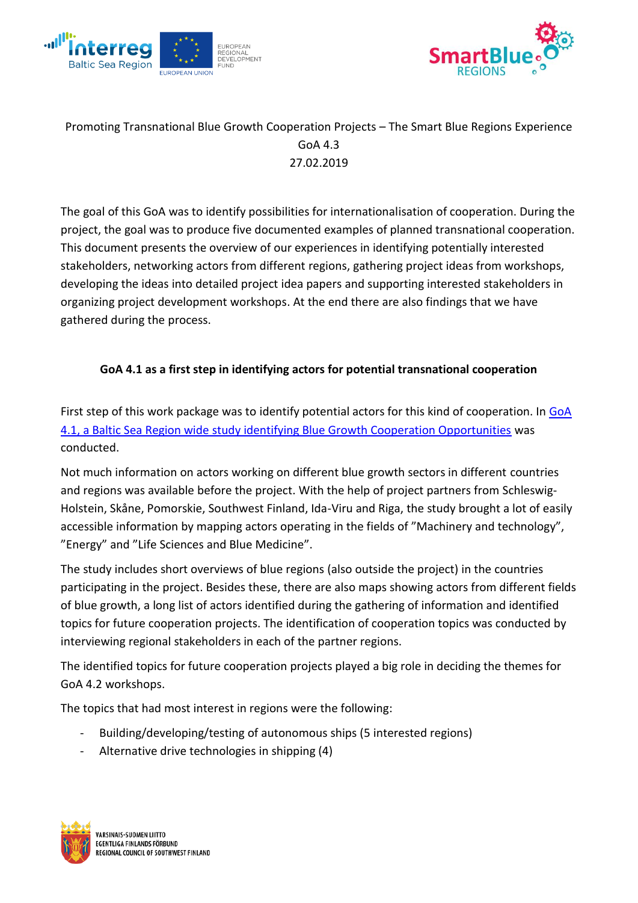Promoting Transnational Blue Growth Cooperation Projects – The Smart Blue Regions Experience

GoA 4.3

27.02.2019

The goal of this GoA was to identify possibilities for internationalisation of cooperation. During the project, the goal was to produce five documented examples of planned transnational cooperation. This document presents the overview of our experiences in identifying potentially interested stakeholders, networking actors from different regions, gathering project ideas from workshops, developing the ideas into detailed project idea papers and supporting interested stakeholders in organizing project development workshops. At the end there are also findings that we have gathered during the process.

## GoA 4.1 as a first step in identifying actors for potential transnational cooperation

First step of this work package was to identify potential actors for this kind of cooperation. In GoA 4.1, a Baltic Sea Region wide study identifying Blue Growth Cooperation Opportunities was conducted.

Not much information on actors working on different blue growth sectors in different countries and regions was available before the project. With the help of project partners from Schleswig-Holstein, Skåne, Pomorskie, Southwest Finland, Ida-Viru and Riga, the study brought a lot of easily accessible information by mapping actors operating in the fields of ”Machinery and technology”, ”Energy” and ”Life Sciences and Blue Medicine”.

The study includes short overviews of blue regions (also outside the project) in the countries participating in the project. Besides these, there are also maps showing actors from different fields of blue growth, a long list of actors identified during the gathering of information and identified topics for future cooperation projects. The identification of cooperation topics was conducted by interviewing regional stakeholders in each of the partner regions.

The identified topics for future cooperation projects played a big role in deciding the themes for GoA 4.2 workshops.

The topics that had most interest in regions were the following:

- Building/developing/testing of autonomous ships (5 interested regions)
- Alternative drive technologies in shipping (4)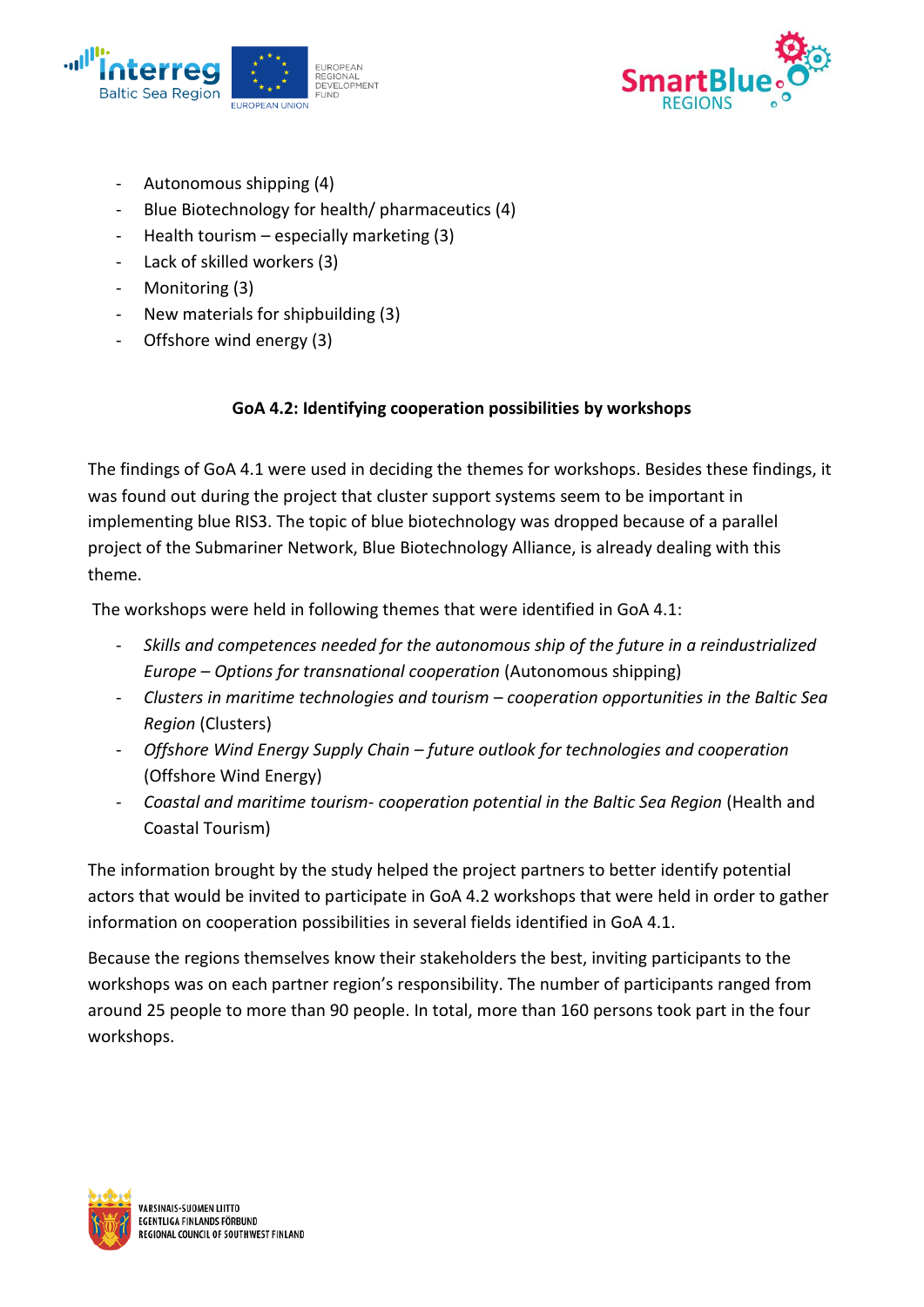- Autonomous shipping (4)
- Blue Biotechnology for health/ pharmaceutics (4)
- Health tourism – especially marketing (3)
- Lack of skilled workers (3)
- Monitoring (3)
- New materials for shipbuilding (3)
- Offshore wind energy (3)

**GoA 4.2: Identifying cooperation possibilities by workshops**

The findings of GoA 4.1 were used in deciding the themes for workshops. Besides these findings, it was found out during the project that cluster support systems seem to be important in implementing blue RIS3. The topic of blue biotechnology was dropped because of a parallel project of the Submariner Network, Blue Biotechnology Alliance, is already dealing with this theme.

The workshops were held in following themes that were identified in GoA 4.1:

- *Skills and competences needed for the autonomous ship of the future in a reindustrialized Europe – Options for transnational cooperation* (Autonomous shipping)
- *Clusters in maritime technologies and tourism – cooperation opportunities in the Baltic Sea Region* (Clusters)
- *Offshore Wind Energy Supply Chain – future outlook for technologies and cooperation* (Offshore Wind Energy)
- *Coastal and maritime tourism- cooperation potential in the Baltic Sea Region* (Health and Coastal Tourism)

The information brought by the study helped the project partners to better identify potential actors that would be invited to participate in GoA 4.2 workshops that were held in order to gather information on cooperation possibilities in several fields identified in GoA 4.1.

Because the regions themselves know their stakeholders the best, inviting participants to the workshops was on each partner region's responsibility. The number of participants ranged from around 25 people to more than 90 people. In total, more than 160 persons took part in the four workshops.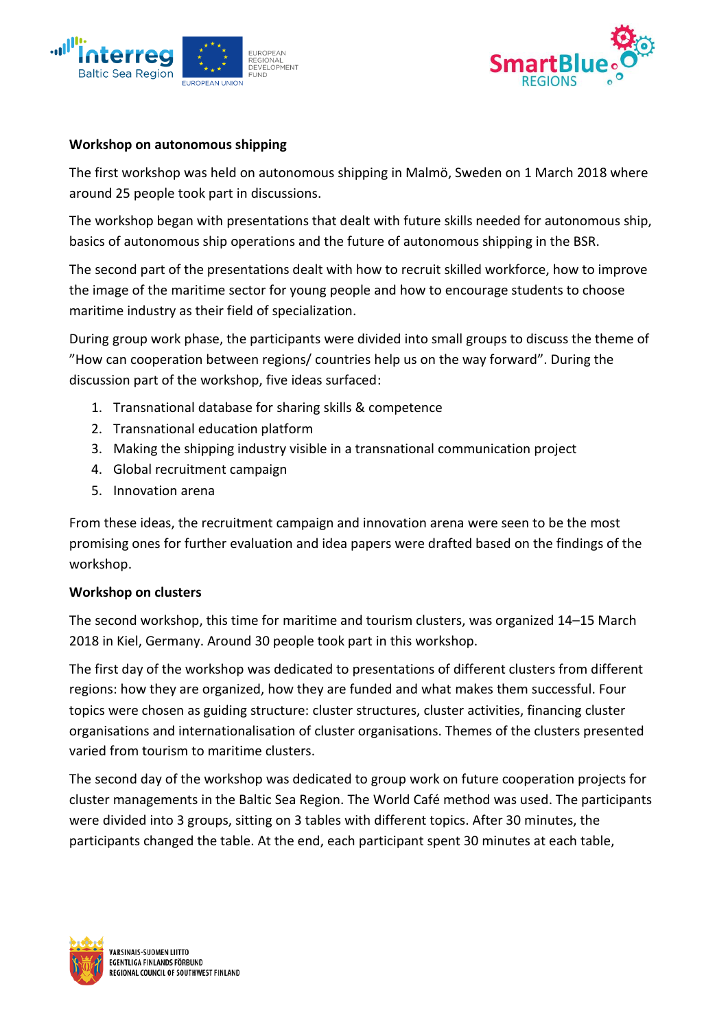**Workshop on autonomous shipping**

The first workshop was held on autonomous shipping in Malmö, Sweden on 1 March 2018 where around 25 people took part in discussions.

The workshop began with presentations that dealt with future skills needed for autonomous ship, basics of autonomous ship operations and the future of autonomous shipping in the BSR.

The second part of the presentations dealt with how to recruit skilled workforce, how to improve the image of the maritime sector for young people and how to encourage students to choose maritime industry as their field of specialization.

During group work phase, the participants were divided into small groups to discuss the theme of ”How can cooperation between regions/ countries help us on the way forward”. During the discussion part of the workshop, five ideas surfaced:

1. Transnational database for sharing skills & competence
2. Transnational education platform
3. Making the shipping industry visible in a transnational communication project
4. Global recruitment campaign
5. Innovation arena

From these ideas, the recruitment campaign and innovation arena were seen to be the most promising ones for further evaluation and idea papers were drafted based on the findings of the workshop.

**Workshop on clusters**

The second workshop, this time for maritime and tourism clusters, was organized 14–15 March 2018 in Kiel, Germany. Around 30 people took part in this workshop.

The first day of the workshop was dedicated to presentations of different clusters from different regions: how they are organized, how they are funded and what makes them successful. Four topics were chosen as guiding structure: cluster structures, cluster activities, financing cluster organisations and internationalisation of cluster organisations. Themes of the clusters presented varied from tourism to maritime clusters.

The second day of the workshop was dedicated to group work on future cooperation projects for cluster managements in the Baltic Sea Region. The World Café method was used. The participants were divided into 3 groups, sitting on 3 tables with different topics. After 30 minutes, the participants changed the table. At the end, each participant spent 30 minutes at each table,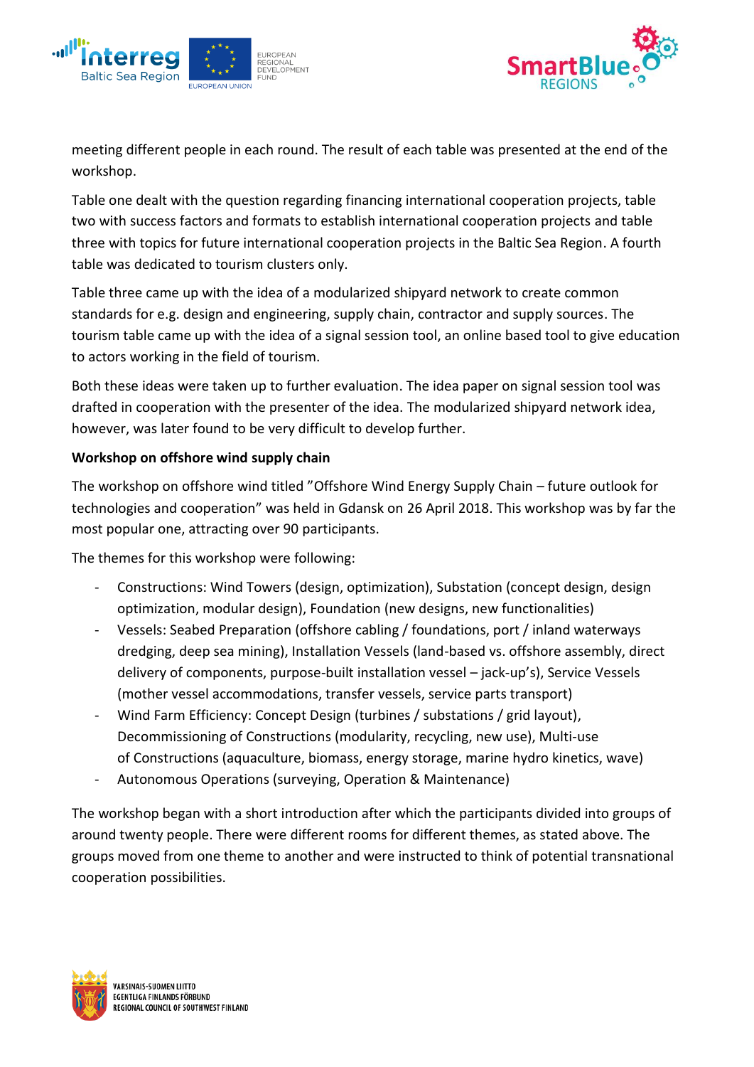meeting different people in each round. The result of each table was presented at the end of the workshop.

Table one dealt with the question regarding financing international cooperation projects, table two with success factors and formats to establish international cooperation projects and table three with topics for future international cooperation projects in the Baltic Sea Region. A fourth table was dedicated to tourism clusters only.

Table three came up with the idea of a modularized shipyard network to create common standards for e.g. design and engineering, supply chain, contractor and supply sources. The tourism table came up with the idea of a signal session tool, an online based tool to give education to actors working in the field of tourism.

Both these ideas were taken up to further evaluation. The idea paper on signal session tool was drafted in cooperation with the presenter of the idea. The modularized shipyard network idea, however, was later found to be very difficult to develop further.

**Workshop on offshore wind supply chain**

The workshop on offshore wind titled "Offshore Wind Energy Supply Chain – future outlook for technologies and cooperation" was held in Gdansk on 26 April 2018. This workshop was by far the most popular one, attracting over 90 participants.

The themes for this workshop were following:

- Constructions: Wind Towers (design, optimization), Substation (concept design, design optimization, modular design), Foundation (new designs, new functionalities)
- Vessels: Seabed Preparation (offshore cabling / foundations, port / inland waterways dredging, deep sea mining), Installation Vessels (land-based vs. offshore assembly, direct delivery of components, purpose-built installation vessel – jack-up's), Service Vessels (mother vessel accommodations, transfer vessels, service parts transport)
- Wind Farm Efficiency: Concept Design (turbines / substations / grid layout), Decommissioning of Constructions (modularity, recycling, new use), Multi-use of Constructions (aquaculture, biomass, energy storage, marine hydro kinetics, wave)
- Autonomous Operations (surveying, Operation & Maintenance)

The workshop began with a short introduction after which the participants divided into groups of around twenty people. There were different rooms for different themes, as stated above. The groups moved from one theme to another and were instructed to think of potential transnational cooperation possibilities.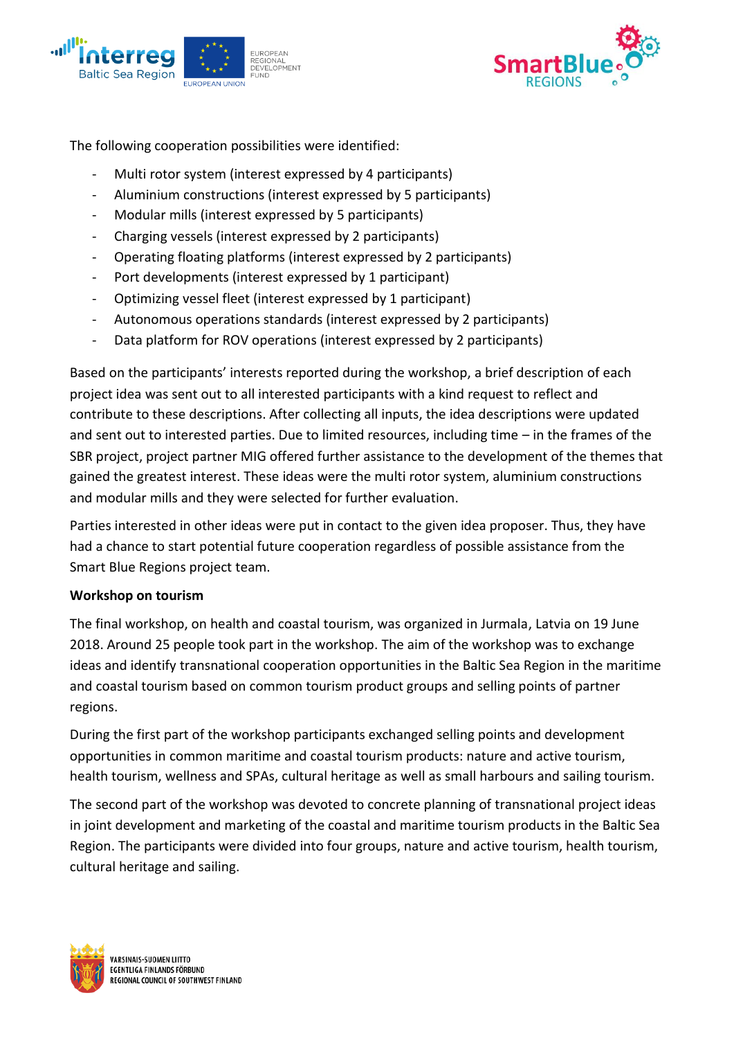The following cooperation possibilities were identified:

- Multi rotor system (interest expressed by 4 participants)
- Aluminium constructions (interest expressed by 5 participants)
- Modular mills (interest expressed by 5 participants)
- Charging vessels (interest expressed by 2 participants)
- Operating floating platforms (interest expressed by 2 participants)
- Port developments (interest expressed by 1 participant)
- Optimizing vessel fleet (interest expressed by 1 participant)
- Autonomous operations standards (interest expressed by 2 participants)
- Data platform for ROV operations (interest expressed by 2 participants)

Based on the participants' interests reported during the workshop, a brief description of each project idea was sent out to all interested participants with a kind request to reflect and contribute to these descriptions. After collecting all inputs, the idea descriptions were updated and sent out to interested parties. Due to limited resources, including time – in the frames of the SBR project, project partner MIG offered further assistance to the development of the themes that gained the greatest interest. These ideas were the multi rotor system, aluminium constructions and modular mills and they were selected for further evaluation.

Parties interested in other ideas were put in contact to the given idea proposer. Thus, they have had a chance to start potential future cooperation regardless of possible assistance from the Smart Blue Regions project team.

**Workshop on tourism**

The final workshop, on health and coastal tourism, was organized in Jurmala, Latvia on 19 June 2018. Around 25 people took part in the workshop. The aim of the workshop was to exchange ideas and identify transnational cooperation opportunities in the Baltic Sea Region in the maritime and coastal tourism based on common tourism product groups and selling points of partner regions.

During the first part of the workshop participants exchanged selling points and development opportunities in common maritime and coastal tourism products: nature and active tourism, health tourism, wellness and SPAs, cultural heritage as well as small harbours and sailing tourism.

The second part of the workshop was devoted to concrete planning of transnational project ideas in joint development and marketing of the coastal and maritime tourism products in the Baltic Sea Region. The participants were divided into four groups, nature and active tourism, health tourism, cultural heritage and sailing.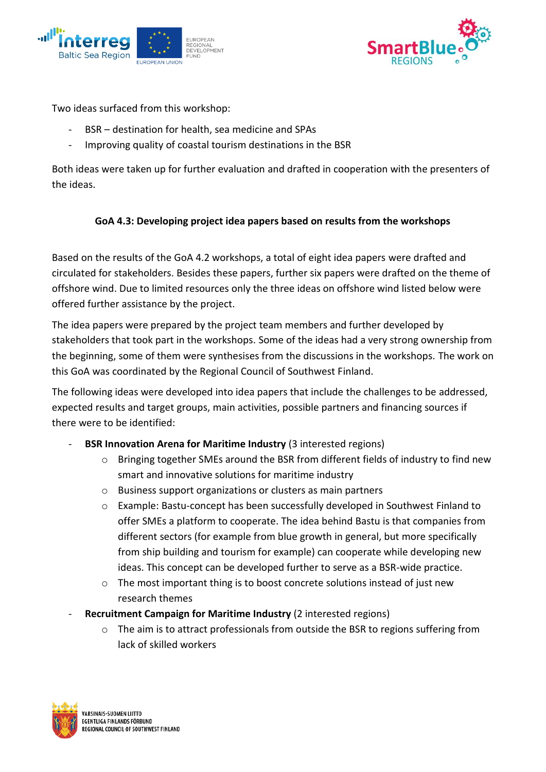Two ideas surfaced from this workshop:

- BSR – destination for health, sea medicine and SPAs
- Improving quality of coastal tourism destinations in the BSR

Both ideas were taken up for further evaluation and drafted in cooperation with the presenters of the ideas.

**GoA 4.3: Developing project idea papers based on results from the workshops**

Based on the results of the GoA 4.2 workshops, a total of eight idea papers were drafted and circulated for stakeholders. Besides these papers, further six papers were drafted on the theme of offshore wind. Due to limited resources only the three ideas on offshore wind listed below were offered further assistance by the project.

The idea papers were prepared by the project team members and further developed by stakeholders that took part in the workshops. Some of the ideas had a very strong ownership from the beginning, some of them were synthesises from the discussions in the workshops. The work on this GoA was coordinated by the Regional Council of Southwest Finland.

The following ideas were developed into idea papers that include the challenges to be addressed, expected results and target groups, main activities, possible partners and financing sources if there were to be identified:

- **BSR Innovation Arena for Maritime Industry** (3 interested regions)
    - Bringing together SMEs around the BSR from different fields of industry to find new smart and innovative solutions for maritime industry
    - Business support organizations or clusters as main partners
    - Example: Bastu-concept has been successfully developed in Southwest Finland to offer SMEs a platform to cooperate. The idea behind Bastu is that companies from different sectors (for example from blue growth in general, but more specifically from ship building and tourism for example) can cooperate while developing new ideas. This concept can be developed further to serve as a BSR-wide practice.
    - The most important thing is to boost concrete solutions instead of just new research themes
- **Recruitment Campaign for Maritime Industry** (2 interested regions)
    - The aim is to attract professionals from outside the BSR to regions suffering from lack of skilled workers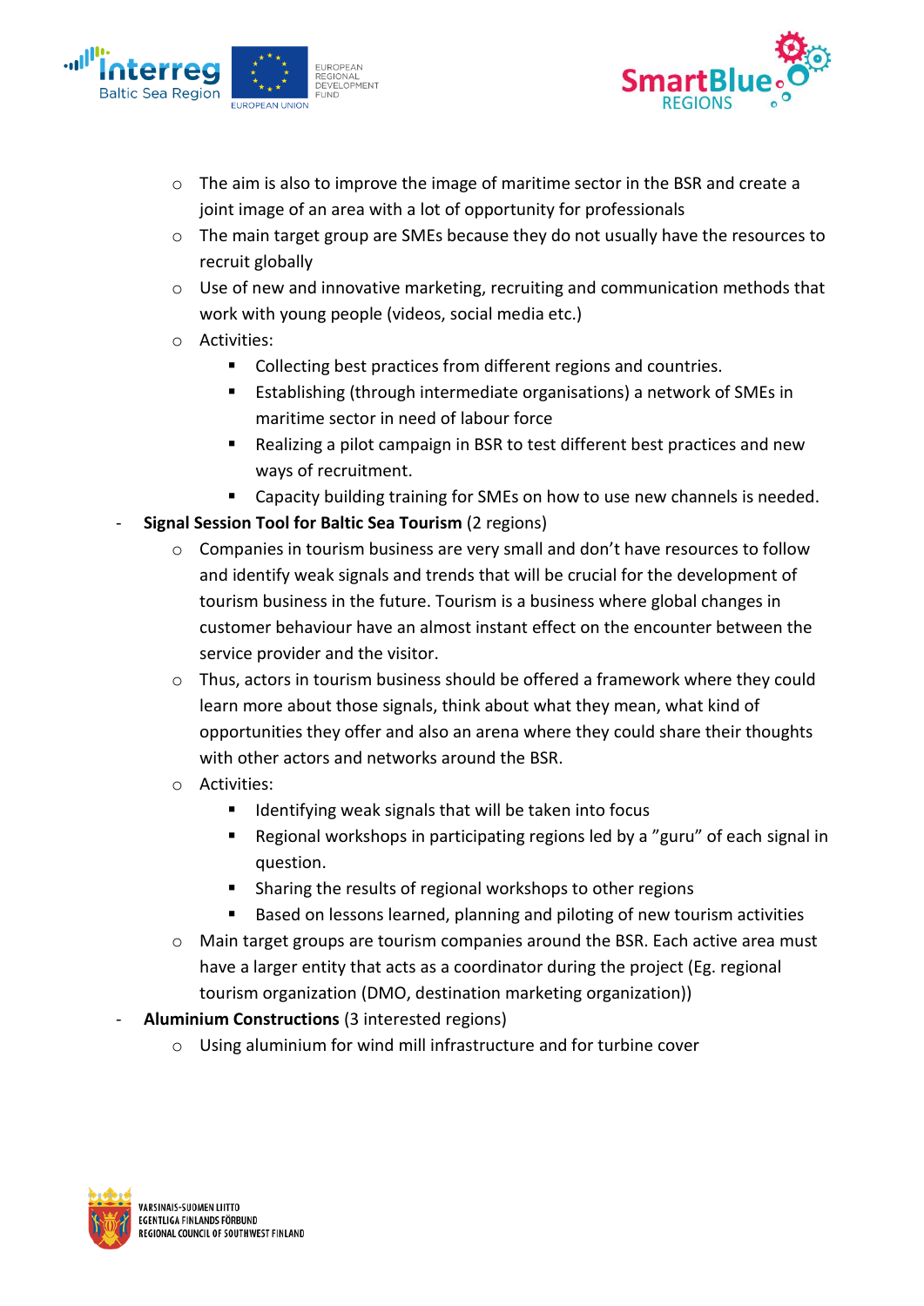- The aim is also to improve the image of maritime sector in the BSR and create a joint image of an area with a lot of opportunity for professionals
    - The main target group are SMEs because they do not usually have the resources to recruit globally
    - Use of new and innovative marketing, recruiting and communication methods that work with young people (videos, social media etc.)
    - Activities:
        - Collecting best practices from different regions and countries.
        - Establishing (through intermediate organisations) a network of SMEs in maritime sector in need of labour force
        - Realizing a pilot campaign in BSR to test different best practices and new ways of recruitment.
        - Capacity building training for SMEs on how to use new channels is needed.
- **Signal Session Tool for Baltic Sea Tourism** (2 regions)
    - Companies in tourism business are very small and don't have resources to follow and identify weak signals and trends that will be crucial for the development of tourism business in the future. Tourism is a business where global changes in customer behaviour have an almost instant effect on the encounter between the service provider and the visitor.
    - Thus, actors in tourism business should be offered a framework where they could learn more about those signals, think about what they mean, what kind of opportunities they offer and also an arena where they could share their thoughts with other actors and networks around the BSR.
    - Activities:
        - Identifying weak signals that will be taken into focus
        - Regional workshops in participating regions led by a "guru" of each signal in question.
        - Sharing the results of regional workshops to other regions
        - Based on lessons learned, planning and piloting of new tourism activities
    - Main target groups are tourism companies around the BSR. Each active area must have a larger entity that acts as a coordinator during the project (Eg. regional tourism organization (DMO, destination marketing organization))
- **Aluminium Constructions** (3 interested regions)
    - Using aluminium for wind mill infrastructure and for turbine cover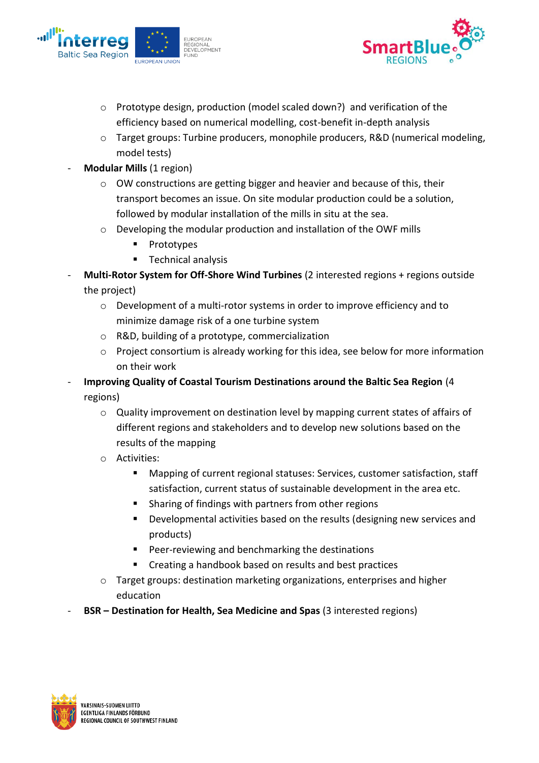- Prototype design, production (model scaled down?)  and verification of the efficiency based on numerical modelling, cost-benefit in-depth analysis
  - Target groups: Turbine producers, monophile producers, R&D (numerical modeling, model tests)
- **Modular Mills** (1 region)
  - OW constructions are getting bigger and heavier and because of this, their transport becomes an issue. On site modular production could be a solution, followed by modular installation of the mills in situ at the sea.
  - Developing the modular production and installation of the OWF mills
    - Prototypes
    - Technical analysis
- **Multi-Rotor System for Off-Shore Wind Turbines** (2 interested regions + regions outside the project)
  - Development of a multi-rotor systems in order to improve efficiency and to minimize damage risk of a one turbine system
  - R&D, building of a prototype, commercialization
  - Project consortium is already working for this idea, see below for more information on their work
- **Improving Quality of Coastal Tourism Destinations around the Baltic Sea Region** (4 regions)
  - Quality improvement on destination level by mapping current states of affairs of different regions and stakeholders and to develop new solutions based on the results of the mapping
  - Activities:
    - Mapping of current regional statuses: Services, customer satisfaction, staff satisfaction, current status of sustainable development in the area etc.
    - Sharing of findings with partners from other regions
    - Developmental activities based on the results (designing new services and products)
    - Peer-reviewing and benchmarking the destinations
    - Creating a handbook based on results and best practices
  - Target groups: destination marketing organizations, enterprises and higher education
- **BSR – Destination for Health, Sea Medicine and Spas** (3 interested regions)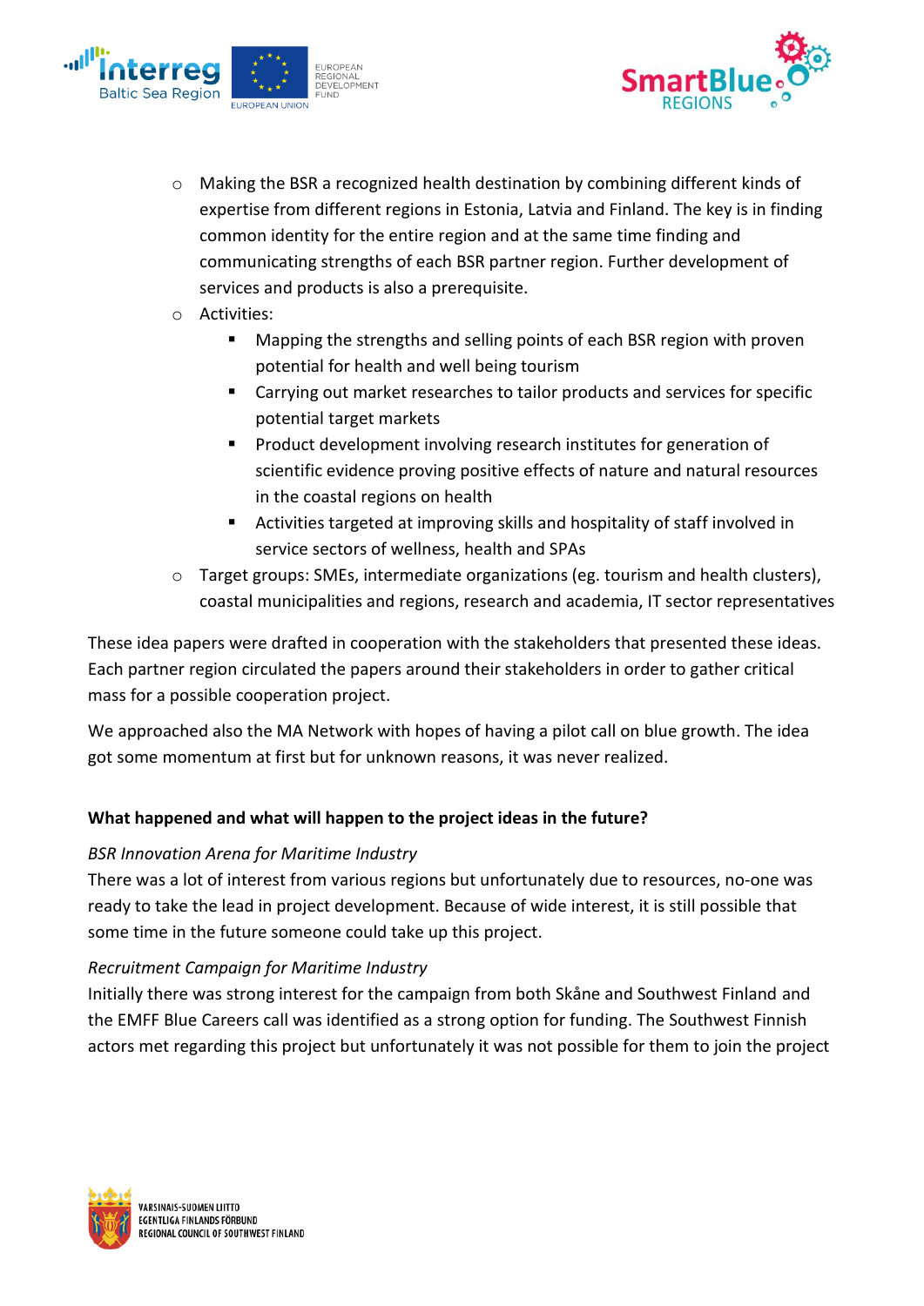- Making the BSR a recognized health destination by combining different kinds of expertise from different regions in Estonia, Latvia and Finland. The key is in finding common identity for the entire region and at the same time finding and communicating strengths of each BSR partner region. Further development of services and products is also a prerequisite.
- Activities:
  - Mapping the strengths and selling points of each BSR region with proven potential for health and well being tourism
  - Carrying out market researches to tailor products and services for specific potential target markets
  - Product development involving research institutes for generation of scientific evidence proving positive effects of nature and natural resources in the coastal regions on health
  - Activities targeted at improving skills and hospitality of staff involved in service sectors of wellness, health and SPAs
- Target groups: SMEs, intermediate organizations (eg. tourism and health clusters), coastal municipalities and regions, research and academia, IT sector representatives

These idea papers were drafted in cooperation with the stakeholders that presented these ideas. Each partner region circulated the papers around their stakeholders in order to gather critical mass for a possible cooperation project.

We approached also the MA Network with hopes of having a pilot call on blue growth. The idea got some momentum at first but for unknown reasons, it was never realized.

**What happened and what will happen to the project ideas in the future?**

*BSR Innovation Arena for Maritime Industry*

There was a lot of interest from various regions but unfortunately due to resources, no-one was ready to take the lead in project development. Because of wide interest, it is still possible that some time in the future someone could take up this project.

*Recruitment Campaign for Maritime Industry*

Initially there was strong interest for the campaign from both Skåne and Southwest Finland and the EMFF Blue Careers call was identified as a strong option for funding. The Southwest Finnish actors met regarding this project but unfortunately it was not possible for them to join the project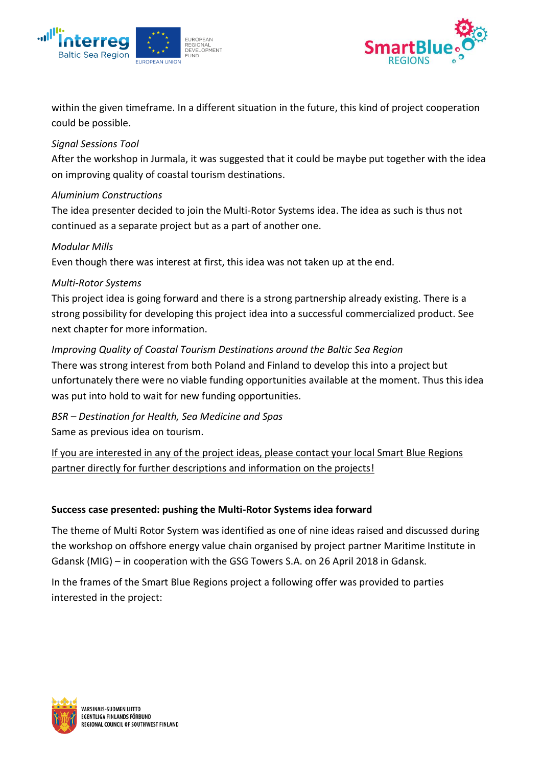within the given timeframe. In a different situation in the future, this kind of project cooperation could be possible.

*Signal Sessions Tool*

After the workshop in Jurmala, it was suggested that it could be maybe put together with the idea on improving quality of coastal tourism destinations.

*Aluminium Constructions*

The idea presenter decided to join the Multi-Rotor Systems idea. The idea as such is thus not continued as a separate project but as a part of another one.

*Modular Mills*

Even though there was interest at first, this idea was not taken up at the end.

*Multi-Rotor Systems*

This project idea is going forward and there is a strong partnership already existing. There is a strong possibility for developing this project idea into a successful commercialized product. See next chapter for more information.

*Improving Quality of Coastal Tourism Destinations around the Baltic Sea Region*

There was strong interest from both Poland and Finland to develop this into a project but unfortunately there were no viable funding opportunities available at the moment. Thus this idea was put into hold to wait for new funding opportunities.

*BSR – Destination for Health, Sea Medicine and Spas*

Same as previous idea on tourism.

If you are interested in any of the project ideas, please contact your local Smart Blue Regions partner directly for further descriptions and information on the projects!

**Success case presented: pushing the Multi-Rotor Systems idea forward**

The theme of Multi Rotor System was identified as one of nine ideas raised and discussed during the workshop on offshore energy value chain organised by project partner Maritime Institute in Gdansk (MIG) – in cooperation with the GSG Towers S.A. on 26 April 2018 in Gdansk.

In the frames of the Smart Blue Regions project a following offer was provided to parties interested in the project: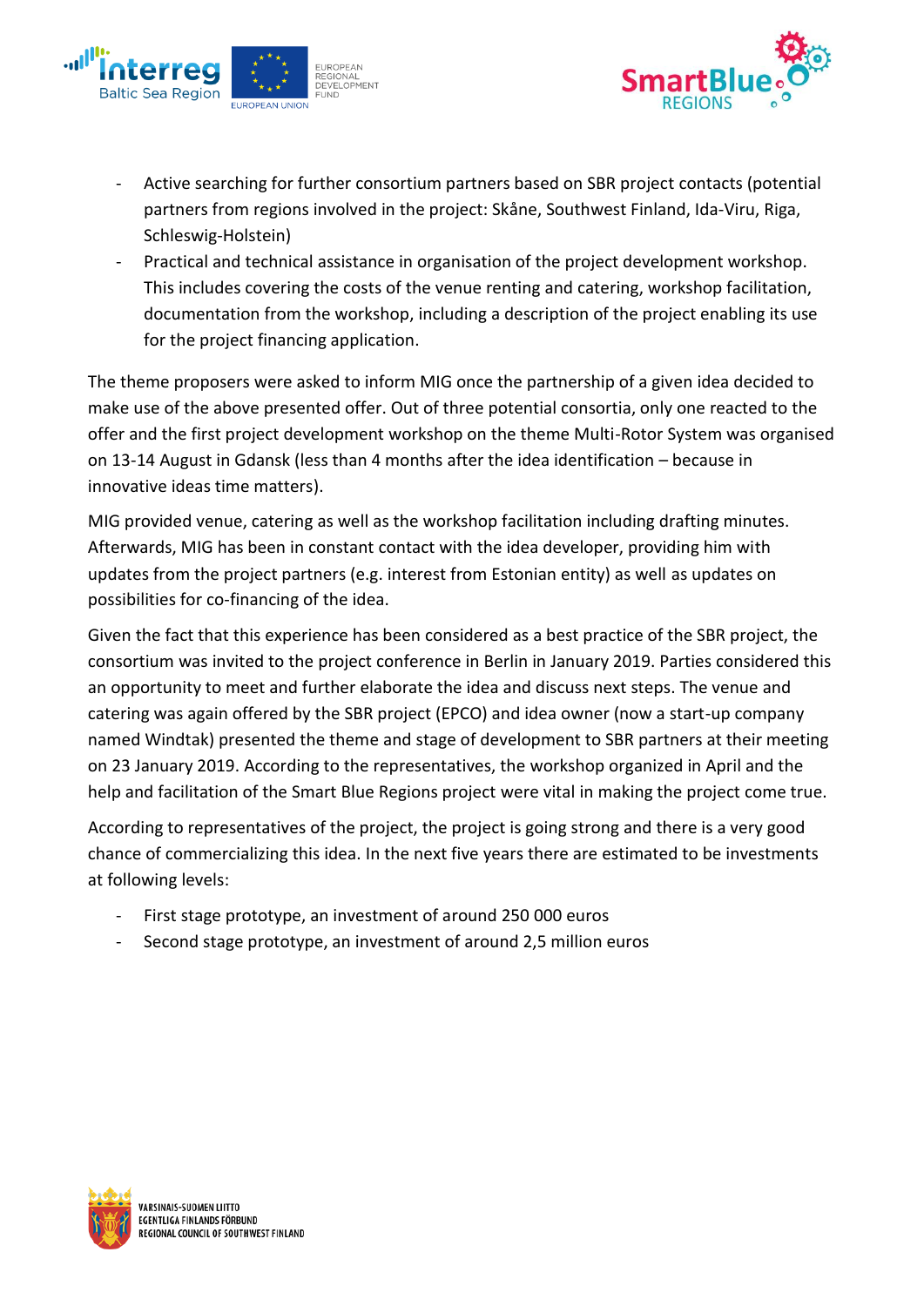- Active searching for further consortium partners based on SBR project contacts (potential partners from regions involved in the project: Skåne, Southwest Finland, Ida-Viru, Riga, Schleswig-Holstein)
- Practical and technical assistance in organisation of the project development workshop. This includes covering the costs of the venue renting and catering, workshop facilitation, documentation from the workshop, including a description of the project enabling its use for the project financing application.

The theme proposers were asked to inform MIG once the partnership of a given idea decided to make use of the above presented offer. Out of three potential consortia, only one reacted to the offer and the first project development workshop on the theme Multi-Rotor System was organised on 13-14 August in Gdansk (less than 4 months after the idea identification – because in innovative ideas time matters).

MIG provided venue, catering as well as the workshop facilitation including drafting minutes. Afterwards, MIG has been in constant contact with the idea developer, providing him with updates from the project partners (e.g. interest from Estonian entity) as well as updates on possibilities for co-financing of the idea.

Given the fact that this experience has been considered as a best practice of the SBR project, the consortium was invited to the project conference in Berlin in January 2019. Parties considered this an opportunity to meet and further elaborate the idea and discuss next steps. The venue and catering was again offered by the SBR project (EPCO) and idea owner (now a start-up company named Windtak) presented the theme and stage of development to SBR partners at their meeting on 23 January 2019. According to the representatives, the workshop organized in April and the help and facilitation of the Smart Blue Regions project were vital in making the project come true.

According to representatives of the project, the project is going strong and there is a very good chance of commercializing this idea. In the next five years there are estimated to be investments at following levels:

- First stage prototype, an investment of around 250 000 euros
- Second stage prototype, an investment of around 2,5 million euros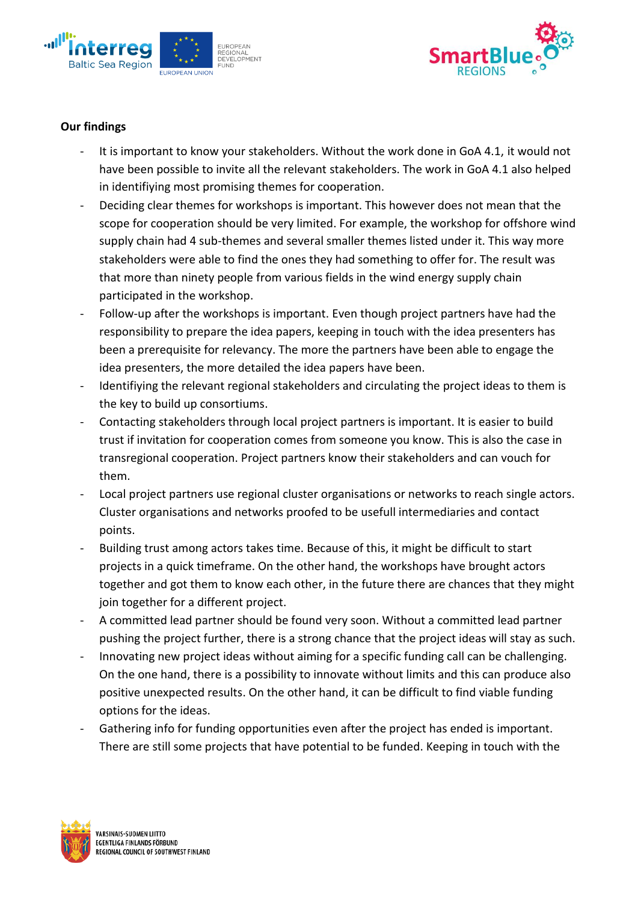**Our findings**

- It is important to know your stakeholders. Without the work done in GoA 4.1, it would not have been possible to invite all the relevant stakeholders. The work in GoA 4.1 also helped in identifiying most promising themes for cooperation.
- Deciding clear themes for workshops is important. This however does not mean that the scope for cooperation should be very limited. For example, the workshop for offshore wind supply chain had 4 sub-themes and several smaller themes listed under it. This way more stakeholders were able to find the ones they had something to offer for. The result was that more than ninety people from various fields in the wind energy supply chain participated in the workshop.
- Follow-up after the workshops is important. Even though project partners have had the responsibility to prepare the idea papers, keeping in touch with the idea presenters has been a prerequisite for relevancy. The more the partners have been able to engage the idea presenters, the more detailed the idea papers have been.
- Identifiying the relevant regional stakeholders and circulating the project ideas to them is the key to build up consortiums.
- Contacting stakeholders through local project partners is important. It is easier to build trust if invitation for cooperation comes from someone you know. This is also the case in transregional cooperation. Project partners know their stakeholders and can vouch for them.
- Local project partners use regional cluster organisations or networks to reach single actors. Cluster organisations and networks proofed to be usefull intermediaries and contact points.
- Building trust among actors takes time. Because of this, it might be difficult to start projects in a quick timeframe. On the other hand, the workshops have brought actors together and got them to know each other, in the future there are chances that they might join together for a different project.
- A committed lead partner should be found very soon. Without a committed lead partner pushing the project further, there is a strong chance that the project ideas will stay as such.
- Innovating new project ideas without aiming for a specific funding call can be challenging. On the one hand, there is a possibility to innovate without limits and this can produce also positive unexpected results. On the other hand, it can be difficult to find viable funding options for the ideas.
- Gathering info for funding opportunities even after the project has ended is important. There are still some projects that have potential to be funded. Keeping in touch with the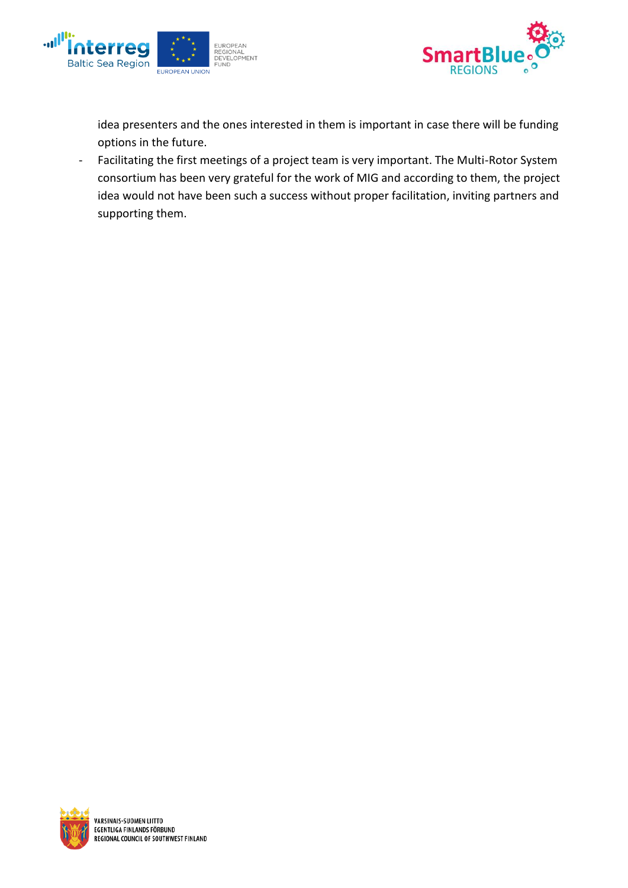idea presenters and the ones interested in them is important in case there will be funding options in the future.

- Facilitating the first meetings of a project team is very important. The Multi-Rotor System consortium has been very grateful for the work of MIG and according to them, the project idea would not have been such a success without proper facilitation, inviting partners and supporting them.